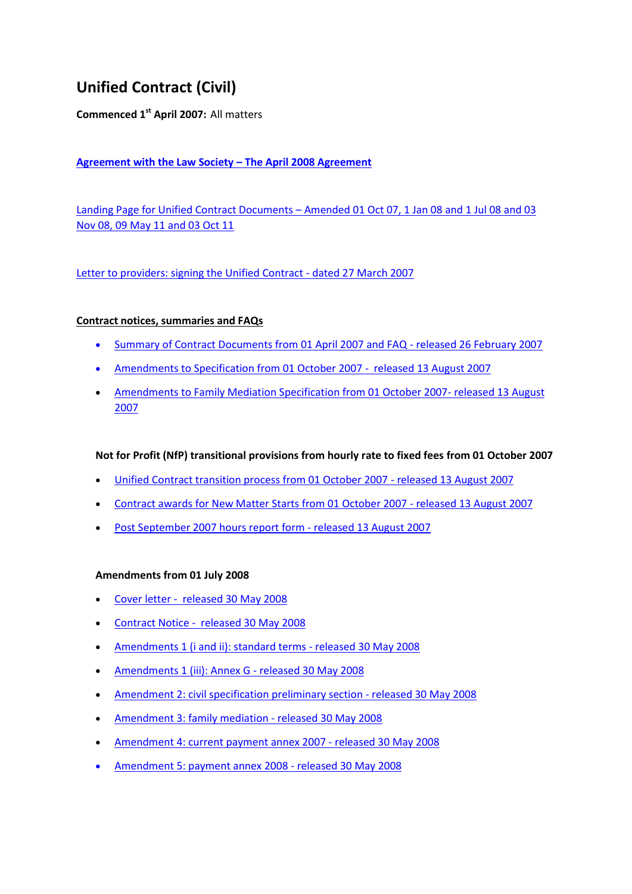# Unified Contract (Civil)

**Commenced 1st April 2007:** All matters

**Agreement with the Law Society – The April 2008 Agreement**

Landing Page for Unified Contract Documents – Amended 01 Oct 07, 1 Jan 08 and 1 Jul 08 and 03 Nov 08, 09 May 11 and 03 Oct 11

Letter to providers: signing the Unified Contract - dated 27 March 2007

**Contract notices, summaries and FAQs**

- Summary of Contract Documents from 01 April 2007 and FAQ - released 26 February 2007
- Amendments to Specification from 01 October 2007 - released 13 August 2007
- Amendments to Family Mediation Specification from 01 October 2007- released 13 August 2007

**Not for Profit (NfP) transitional provisions from hourly rate to fixed fees from 01 October 2007**

- Unified Contract transition process from 01 October 2007 - released 13 August 2007
- Contract awards for New Matter Starts from 01 October 2007 - released 13 August 2007
- Post September 2007 hours report form - released 13 August 2007

**Amendments from 01 July 2008**

- Cover letter - released 30 May 2008
- Contract Notice - released 30 May 2008
- Amendments 1 (i and ii): standard terms - released 30 May 2008
- Amendments 1 (iii): Annex G - released 30 May 2008
- Amendment 2: civil specification preliminary section - released 30 May 2008
- Amendment 3: family mediation - released 30 May 2008
- Amendment 4: current payment annex 2007 - released 30 May 2008
- Amendment 5: payment annex 2008 - released 30 May 2008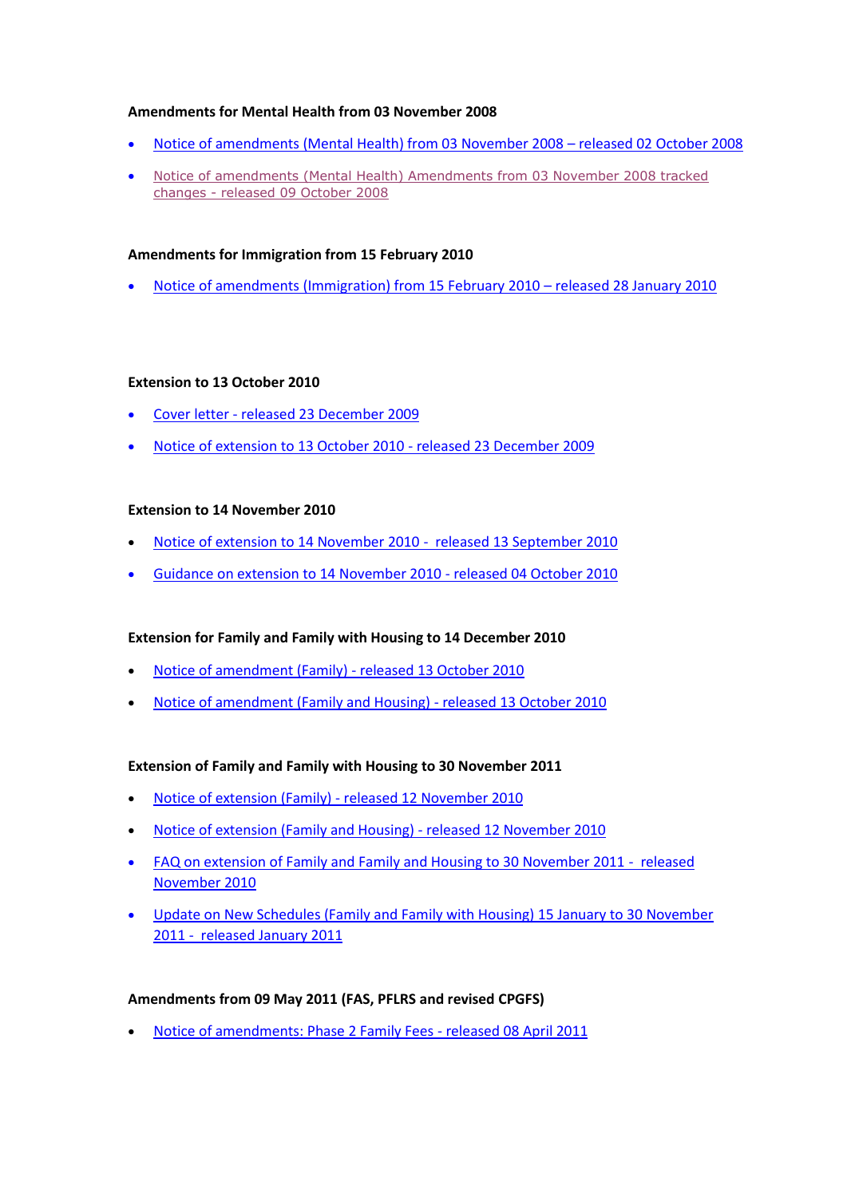**Amendments for Mental Health from 03 November 2008**

- Notice of amendments (Mental Health) from 03 November 2008 – released 02 October 2008
- Notice of amendments (Mental Health) Amendments from 03 November 2008 tracked changes - released 09 October 2008

**Amendments for Immigration from 15 February 2010**

- Notice of amendments (Immigration) from 15 February 2010 – released 28 January 2010

**Extension to 13 October 2010**

- Cover letter - released 23 December 2009
- Notice of extension to 13 October 2010 - released 23 December 2009

**Extension to 14 November 2010**

- Notice of extension to 14 November 2010 - released 13 September 2010
- Guidance on extension to 14 November 2010 - released 04 October 2010

**Extension for Family and Family with Housing to 14 December 2010**

- Notice of amendment (Family) - released 13 October 2010
- Notice of amendment (Family and Housing) - released 13 October 2010

**Extension of Family and Family with Housing to 30 November 2011**

- Notice of extension (Family) - released 12 November 2010
- Notice of extension (Family and Housing) - released 12 November 2010
- FAQ on extension of Family and Family and Housing to 30 November 2011 - released November 2010
- Update on New Schedules (Family and Family with Housing) 15 January to 30 November 2011 - released January 2011

**Amendments from 09 May 2011 (FAS, PFLRS and revised CPGFS)**

- Notice of amendments: Phase 2 Family Fees - released 08 April 2011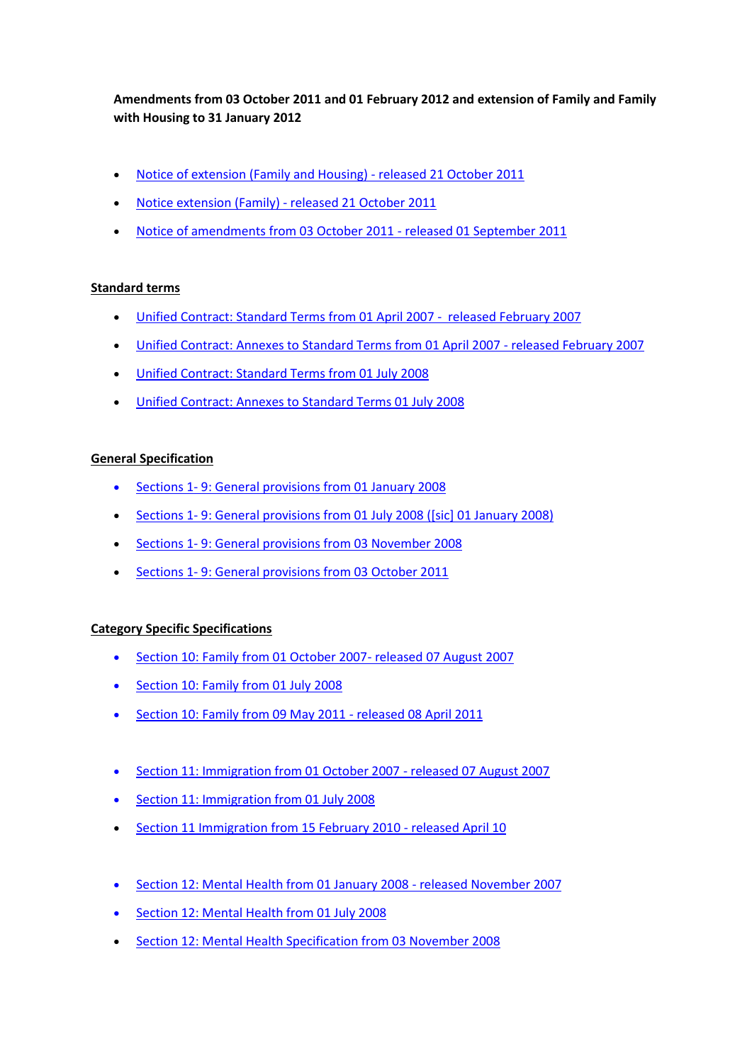**Amendments from 03 October 2011 and 01 February 2012 and extension of Family and Family with Housing to 31 January 2012**

- Notice of extension (Family and Housing) - released 21 October 2011
- Notice extension (Family) - released 21 October 2011
- Notice of amendments from 03 October 2011 - released 01 September 2011

**Standard terms**

- Unified Contract: Standard Terms from 01 April 2007 - released February 2007
- Unified Contract: Annexes to Standard Terms from 01 April 2007 - released February 2007
- Unified Contract: Standard Terms from 01 July 2008
- Unified Contract: Annexes to Standard Terms 01 July 2008

**General Specification**

- Sections 1- 9: General provisions from 01 January 2008
- Sections 1- 9: General provisions from 01 July 2008 ([sic] 01 January 2008)
- Sections 1- 9: General provisions from 03 November 2008
- Sections 1- 9: General provisions from 03 October 2011

**Category Specific Specifications**

- Section 10: Family from 01 October 2007- released 07 August 2007
- Section 10: Family from 01 July 2008
- Section 10: Family from 09 May 2011 - released 08 April 2011

- Section 11: Immigration from 01 October 2007 - released 07 August 2007
- Section 11: Immigration from 01 July 2008
- Section 11 Immigration from 15 February 2010 - released April 10

- Section 12: Mental Health from 01 January 2008 - released November 2007
- Section 12: Mental Health from 01 July 2008
- Section 12: Mental Health Specification from 03 November 2008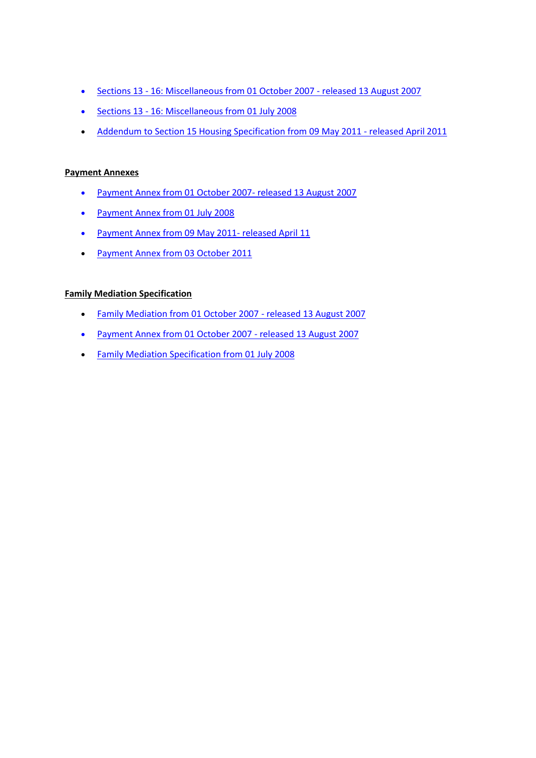- Sections 13 - 16: Miscellaneous from 01 October 2007 - released 13 August 2007
- Sections 13 - 16: Miscellaneous from 01 July 2008
- Addendum to Section 15 Housing Specification from 09 May 2011 - released April 2011

**Payment Annexes**

- Payment Annex from 01 October 2007- released 13 August 2007
- Payment Annex from 01 July 2008
- Payment Annex from 09 May 2011- released April 11
- Payment Annex from 03 October 2011

**Family Mediation Specification**

- Family Mediation from 01 October 2007 - released 13 August 2007
- Payment Annex from 01 October 2007 - released 13 August 2007
- Family Mediation Specification from 01 July 2008